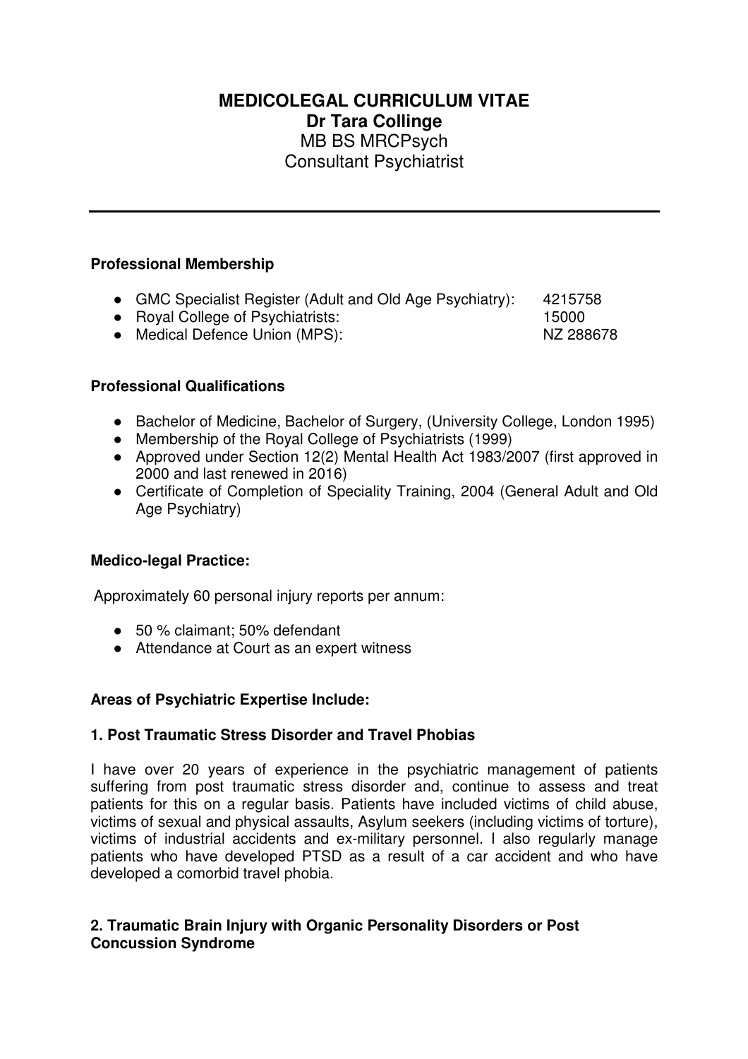# MEDICOLEGAL CURRICULUM VITAE

## Dr Tara Collinge

MB BS MRCPsych

Consultant Psychiatrist

---

### Professional Membership

- GMC Specialist Register (Adult and Old Age Psychiatry): 4215758
- Royal College of Psychiatrists: 15000
- Medical Defence Union (MPS): NZ 288678

### Professional Qualifications

- Bachelor of Medicine, Bachelor of Surgery, (University College, London 1995)
- Membership of the Royal College of Psychiatrists (1999)
- Approved under Section 12(2) Mental Health Act 1983/2007 (first approved in 2000 and last renewed in 2016)
- Certificate of Completion of Speciality Training, 2004 (General Adult and Old Age Psychiatry)

### Medico-legal Practice:

Approximately 60 personal injury reports per annum:

- 50 % claimant; 50% defendant
- Attendance at Court as an expert witness

### Areas of Psychiatric Expertise Include:

#### 1. Post Traumatic Stress Disorder and Travel Phobias

I have over 20 years of experience in the psychiatric management of patients suffering from post traumatic stress disorder and, continue to assess and treat patients for this on a regular basis. Patients have included victims of child abuse, victims of sexual and physical assaults, Asylum seekers (including victims of torture), victims of industrial accidents and ex-military personnel. I also regularly manage patients who have developed PTSD as a result of a car accident and who have developed a comorbid travel phobia.

#### 2. Traumatic Brain Injury with Organic Personality Disorders or Post Concussion Syndrome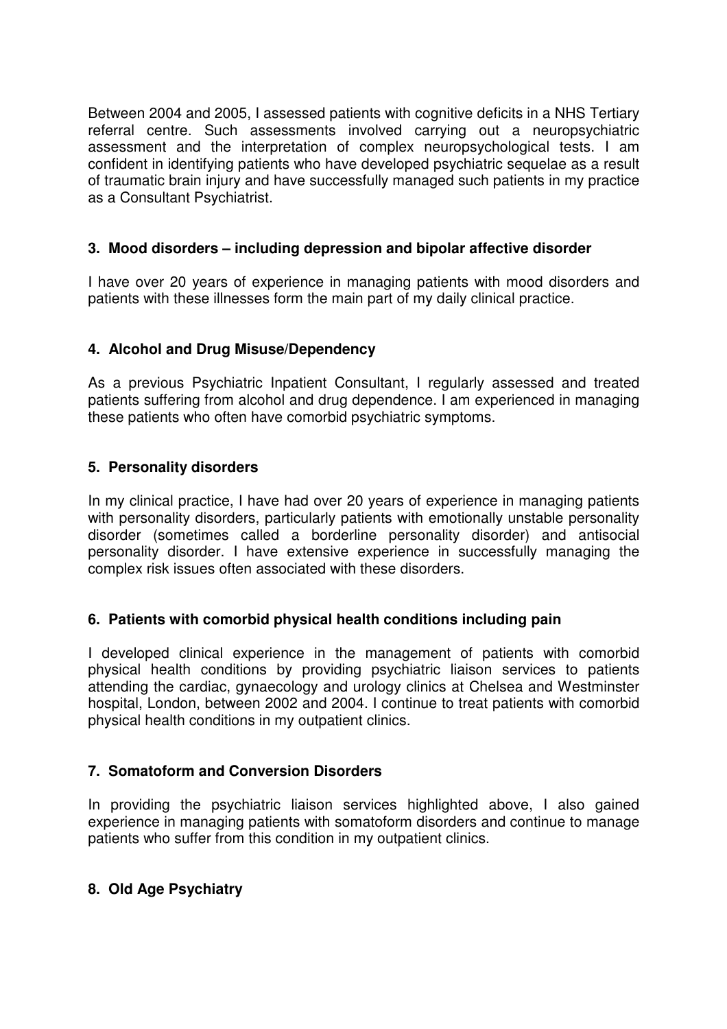Between 2004 and 2005, I assessed patients with cognitive deficits in a NHS Tertiary referral centre. Such assessments involved carrying out a neuropsychiatric assessment and the interpretation of complex neuropsychological tests. I am confident in identifying patients who have developed psychiatric sequelae as a result of traumatic brain injury and have successfully managed such patients in my practice as a Consultant Psychiatrist.

### 3. Mood disorders – including depression and bipolar affective disorder

I have over 20 years of experience in managing patients with mood disorders and patients with these illnesses form the main part of my daily clinical practice.

### 4. Alcohol and Drug Misuse/Dependency

As a previous Psychiatric Inpatient Consultant, I regularly assessed and treated patients suffering from alcohol and drug dependence. I am experienced in managing these patients who often have comorbid psychiatric symptoms.

### 5. Personality disorders

In my clinical practice, I have had over 20 years of experience in managing patients with personality disorders, particularly patients with emotionally unstable personality disorder (sometimes called a borderline personality disorder) and antisocial personality disorder. I have extensive experience in successfully managing the complex risk issues often associated with these disorders.

### 6. Patients with comorbid physical health conditions including pain

I developed clinical experience in the management of patients with comorbid physical health conditions by providing psychiatric liaison services to patients attending the cardiac, gynaecology and urology clinics at Chelsea and Westminster hospital, London, between 2002 and 2004. I continue to treat patients with comorbid physical health conditions in my outpatient clinics.

### 7. Somatoform and Conversion Disorders

In providing the psychiatric liaison services highlighted above, I also gained experience in managing patients with somatoform disorders and continue to manage patients who suffer from this condition in my outpatient clinics.

### 8. Old Age Psychiatry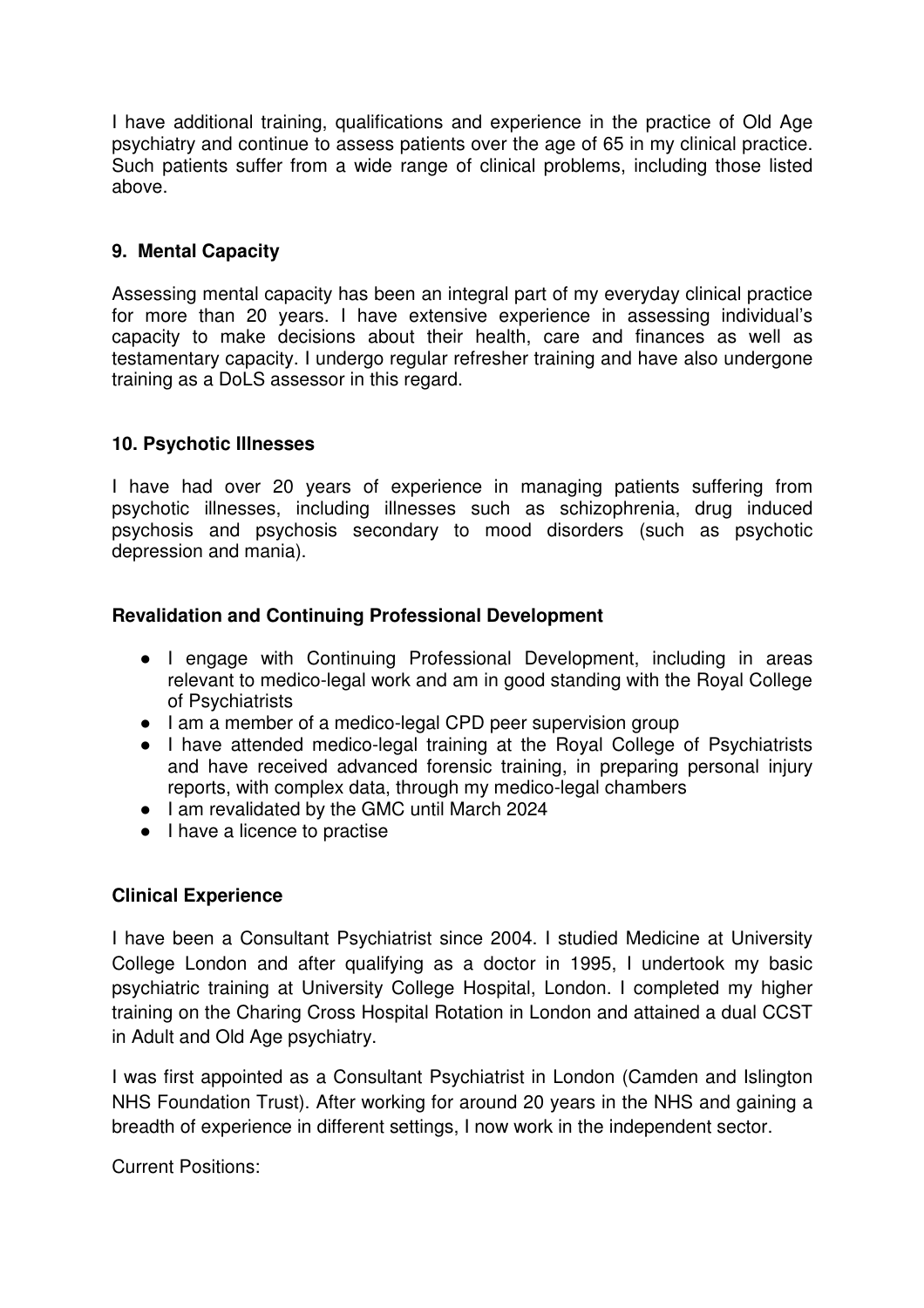I have additional training, qualifications and experience in the practice of Old Age psychiatry and continue to assess patients over the age of 65 in my clinical practice. Such patients suffer from a wide range of clinical problems, including those listed above.

### 9. Mental Capacity

Assessing mental capacity has been an integral part of my everyday clinical practice for more than 20 years. I have extensive experience in assessing individual's capacity to make decisions about their health, care and finances as well as testamentary capacity. I undergo regular refresher training and have also undergone training as a DoLS assessor in this regard.

### 10. Psychotic Illnesses

I have had over 20 years of experience in managing patients suffering from psychotic illnesses, including illnesses such as schizophrenia, drug induced psychosis and psychosis secondary to mood disorders (such as psychotic depression and mania).

### Revalidation and Continuing Professional Development

- I engage with Continuing Professional Development, including in areas relevant to medico-legal work and am in good standing with the Royal College of Psychiatrists
- I am a member of a medico-legal CPD peer supervision group
- I have attended medico-legal training at the Royal College of Psychiatrists and have received advanced forensic training, in preparing personal injury reports, with complex data, through my medico-legal chambers
- I am revalidated by the GMC until March 2024
- I have a licence to practise

### Clinical Experience

I have been a Consultant Psychiatrist since 2004. I studied Medicine at University College London and after qualifying as a doctor in 1995, I undertook my basic psychiatric training at University College Hospital, London. I completed my higher training on the Charing Cross Hospital Rotation in London and attained a dual CCST in Adult and Old Age psychiatry.

I was first appointed as a Consultant Psychiatrist in London (Camden and Islington NHS Foundation Trust). After working for around 20 years in the NHS and gaining a breadth of experience in different settings, I now work in the independent sector.

Current Positions: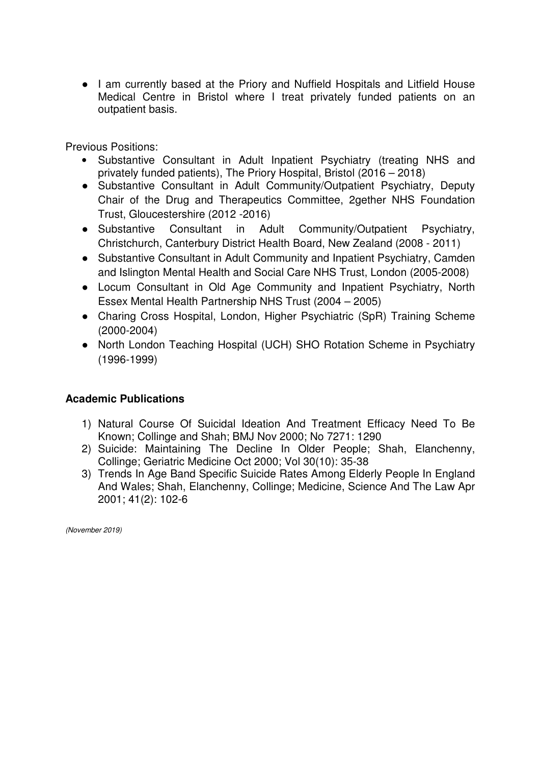- I am currently based at the Priory and Nuffield Hospitals and Litfield House Medical Centre in Bristol where I treat privately funded patients on an outpatient basis.

Previous Positions:

- Substantive Consultant in Adult Inpatient Psychiatry (treating NHS and privately funded patients), The Priory Hospital, Bristol (2016 – 2018)
- Substantive Consultant in Adult Community/Outpatient Psychiatry, Deputy Chair of the Drug and Therapeutics Committee, 2gether NHS Foundation Trust, Gloucestershire (2012 -2016)
- Substantive Consultant in Adult Community/Outpatient Psychiatry, Christchurch, Canterbury District Health Board, New Zealand (2008 - 2011)
- Substantive Consultant in Adult Community and Inpatient Psychiatry, Camden and Islington Mental Health and Social Care NHS Trust, London (2005-2008)
- Locum Consultant in Old Age Community and Inpatient Psychiatry, North Essex Mental Health Partnership NHS Trust (2004 – 2005)
- Charing Cross Hospital, London, Higher Psychiatric (SpR) Training Scheme (2000-2004)
- North London Teaching Hospital (UCH) SHO Rotation Scheme in Psychiatry (1996-1999)

**Academic Publications**

1) Natural Course Of Suicidal Ideation And Treatment Efficacy Need To Be Known; Collinge and Shah; BMJ Nov 2000; No 7271: 1290
2) Suicide: Maintaining The Decline In Older People; Shah, Elanchenny, Collinge; Geriatric Medicine Oct 2000; Vol 30(10): 35-38
3) Trends In Age Band Specific Suicide Rates Among Elderly People In England And Wales; Shah, Elanchenny, Collinge; Medicine, Science And The Law Apr 2001; 41(2): 102-6

*(November 2019)*